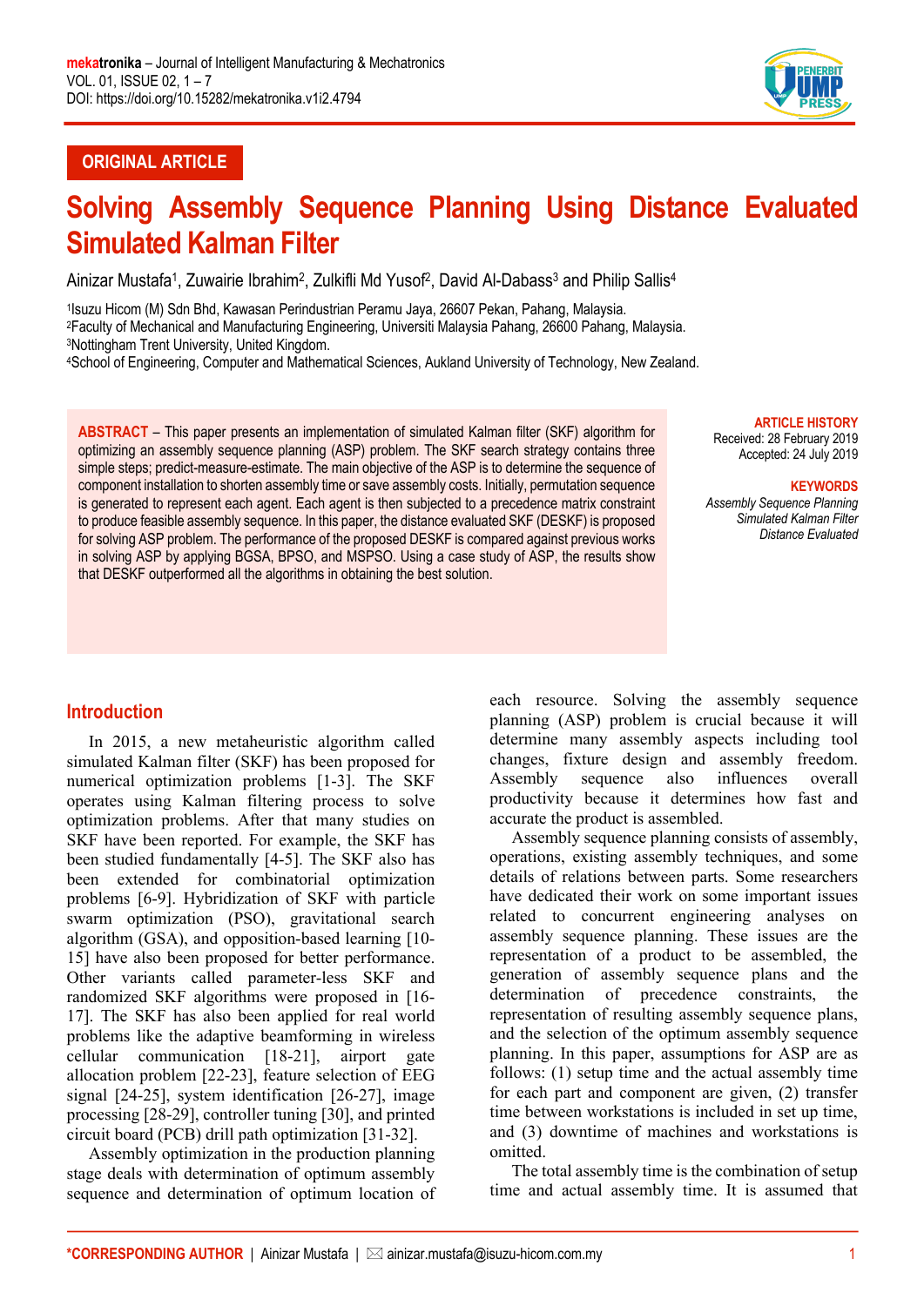ORIGINAL ARTICLE

# Solving Assembly Sequence Planning Using Distance Evaluated Simulated Kalman Filter

Ainizar Mustafa[1], Zuwairie Ibrahim[2], Zulkifli Md Yusof[2], David Al-Dabass[3] and Philip Sallis[4]

[1]Isuzu Hicom (M) Sdn Bhd, Kawasan Perindustrian Peramu Jaya, 26607 Pekan, Pahang, Malaysia.
[2]Faculty of Mechanical and Manufacturing Engineering, Universiti Malaysia Pahang, 26600 Pahang, Malaysia.
[3]Nottingham Trent University, United Kingdom.
[4]School of Engineering, Computer and Mathematical Sciences, Aukland University of Technology, New Zealand.

**ABSTRACT** – This paper presents an implementation of simulated Kalman filter (SKF) algorithm for optimizing an assembly sequence planning (ASP) problem. The SKF search strategy contains three simple steps; predict-measure-estimate. The main objective of the ASP is to determine the sequence of component installation to shorten assembly time or save assembly costs. Initially, permutation sequence is generated to represent each agent. Each agent is then subjected to a precedence matrix constraint to produce feasible assembly sequence. In this paper, the distance evaluated SKF (DESKF) is proposed for solving ASP problem. The performance of the proposed DESKF is compared against previous works in solving ASP by applying BGSA, BPSO, and MSPSO. Using a case study of ASP, the results show that DESKF outperformed all the algorithms in obtaining the best solution.

**ARTICLE HISTORY**
Received: 28 February 2019
Accepted: 24 July 2019

**KEYWORDS**
*Assembly Sequence Planning*
*Simulated Kalman Filter*
*Distance Evaluated*

## Introduction

In 2015, a new metaheuristic algorithm called simulated Kalman filter (SKF) has been proposed for numerical optimization problems [1-3]. The SKF operates using Kalman filtering process to solve optimization problems. After that many studies on SKF have been reported. For example, the SKF has been studied fundamentally [4-5]. The SKF also has been extended for combinatorial optimization problems [6-9]. Hybridization of SKF with particle swarm optimization (PSO), gravitational search algorithm (GSA), and opposition-based learning [10-15] have also been proposed for better performance. Other variants called parameter-less SKF and randomized SKF algorithms were proposed in [16-17]. The SKF has also been applied for real world problems like the adaptive beamforming in wireless cellular communication [18-21], airport gate allocation problem [22-23], feature selection of EEG signal [24-25], system identification [26-27], image processing [28-29], controller tuning [30], and printed circuit board (PCB) drill path optimization [31-32].

Assembly optimization in the production planning stage deals with determination of optimum assembly sequence and determination of optimum location of each resource. Solving the assembly sequence planning (ASP) problem is crucial because it will determine many assembly aspects including tool changes, fixture design and assembly freedom. Assembly sequence also influences overall productivity because it determines how fast and accurate the product is assembled.

Assembly sequence planning consists of assembly, operations, existing assembly techniques, and some details of relations between parts. Some researchers have dedicated their work on some important issues related to concurrent engineering analyses on assembly sequence planning. These issues are the representation of a product to be assembled, the generation of assembly sequence plans and the determination of precedence constraints, the representation of resulting assembly sequence plans, and the selection of the optimum assembly sequence planning. In this paper, assumptions for ASP are as follows: (1) setup time and the actual assembly time for each part and component are given, (2) transfer time between workstations is included in set up time, and (3) downtime of machines and workstations is omitted.

The total assembly time is the combination of setup time and actual assembly time. It is assumed that

*CORRESPONDING AUTHOR | Ainizar Mustafa | ✉ ainizar.mustafa@isuzu-hicom.com.my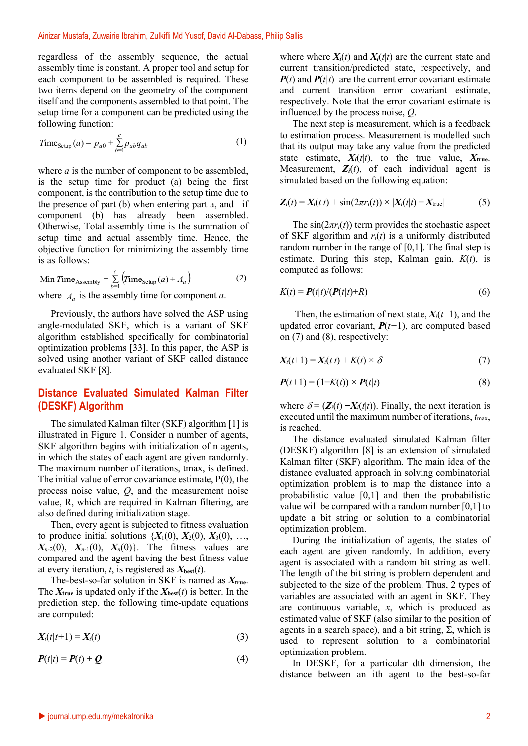regardless of the assembly sequence, the actual assembly time is constant. A proper tool and setup for each component to be assembled is required. These two items depend on the geometry of the component itself and the components assembled to that point. The setup time for a component can be predicted using the following function:

$$Time_{\text{Setup}}(a) = p_{a0} + \sum_{b=1}^{c} p_{ab} q_{ab} \tag{1}$$

where $a$ is the number of component to be assembled, is the setup time for product (a) being the first component, is the contribution to the setup time due to the presence of part (b) when entering part a, and if component (b) has already been assembled. Otherwise, Total assembly time is the summation of setup time and actual assembly time. Hence, the objective function for minimizing the assembly time is as follows:

$$\text{Min } Time_{\text{Assembly}} = \sum_{b=1}^{c} \left( Time_{\text{Setup}}(a) + A_a \right) \tag{2}$$

where $A_a$ is the assembly time for component $a$.

Previously, the authors have solved the ASP using angle-modulated SKF, which is a variant of SKF algorithm established specifically for combinatorial optimization problems [33]. In this paper, the ASP is solved using another variant of SKF called distance evaluated SKF [8].

## Distance Evaluated Simulated Kalman Filter (DESKF) Algorithm

The simulated Kalman filter (SKF) algorithm [1] is illustrated in Figure 1. Consider n number of agents, SKF algorithm begins with initialization of n agents, in which the states of each agent are given randomly. The maximum number of iterations, tmax, is defined. The initial value of error covariance estimate, P(0), the process noise value, $Q$, and the measurement noise value, R, which are required in Kalman filtering, are also defined during initialization stage.

Then, every agent is subjected to fitness evaluation to produce initial solutions $\{\boldsymbol{X}_1(0), \boldsymbol{X}_2(0), \boldsymbol{X}_3(0), \ldots, \boldsymbol{X}_{n-2}(0), \boldsymbol{X}_{n-1}(0), \boldsymbol{X}_n(0)\}$. The fitness values are compared and the agent having the best fitness value at every iteration, $t$, is registered as $\boldsymbol{X}_{\text{best}}(t)$.

The-best-so-far solution in SKF is named as $\boldsymbol{X}_{\text{true}}$. The $\boldsymbol{X}_{\text{true}}$ is updated only if the $\boldsymbol{X}_{\text{best}}(t)$ is better. In the prediction step, the following time-update equations are computed:

$$\boldsymbol{X}_i(t|t+1) = \boldsymbol{X}_i(t) \tag{3}$$

$$\boldsymbol{P}(t|t) = \boldsymbol{P}(t) + \boldsymbol{Q} \tag{4}$$

where where $\boldsymbol{X}_i(t)$ and $\boldsymbol{X}_i(t|t)$ are the current state and current transition/predicted state, respectively, and $\boldsymbol{P}(t)$ and $\boldsymbol{P}(t|t)$ are the current error covariant estimate and current transition error covariant estimate, respectively. Note that the error covariant estimate is influenced by the process noise, $Q$.

The next step is measurement, which is a feedback to estimation process. Measurement is modelled such that its output may take any value from the predicted state estimate, $\boldsymbol{X}_i(t|t)$, to the true value, $\boldsymbol{X}_{\text{true}}$. Measurement, $\boldsymbol{Z}_i(t)$, of each individual agent is simulated based on the following equation:

$$\boldsymbol{Z}_i(t) = \boldsymbol{X}_i(t|t) + \sin(2\pi r_i(t)) \times |\boldsymbol{X}_i(t|t) - \boldsymbol{X}_{\text{true}}| \tag{5}$$

The $\sin(2\pi r_i(t))$ term provides the stochastic aspect of SKF algorithm and $r_i(t)$ is a uniformly distributed random number in the range of [0,1]. The final step is estimate. During this step, Kalman gain, $K(t)$, is computed as follows:

$$K(t) = \boldsymbol{P}(t|t)/(\boldsymbol{P}(t|t)+R) \tag{6}$$

Then, the estimation of next state, $\boldsymbol{X}_i(t+1)$, and the updated error covariant, $\boldsymbol{P}(t+1)$, are computed based on (7) and (8), respectively:

$$\boldsymbol{X}_i(t+1) = \boldsymbol{X}_i(t|t) + K(t) \times \delta \tag{7}$$

$$\boldsymbol{P}(t+1) = (1-K(t)) \times \boldsymbol{P}(t|t) \tag{8}$$

where $\delta = (\boldsymbol{Z}_i(t) - \boldsymbol{X}_i(t|t))$. Finally, the next iteration is executed until the maximum number of iterations, $t_{\max}$, is reached.

The distance evaluated simulated Kalman filter (DESKF) algorithm [8] is an extension of simulated Kalman filter (SKF) algorithm. The main idea of the distance evaluated approach in solving combinatorial optimization problem is to map the distance into a probabilistic value [0,1] and then the probabilistic value will be compared with a random number [0,1] to update a bit string or solution to a combinatorial optimization problem.

During the initialization of agents, the states of each agent are given randomly. In addition, every agent is associated with a random bit string as well. The length of the bit string is problem dependent and subjected to the size of the problem. Thus, 2 types of variables are associated with an agent in SKF. They are continuous variable, $x$, which is produced as estimated value of SKF (also similar to the position of agents in a search space), and a bit string, Σ, which is used to represent solution to a combinatorial optimization problem.

In DESKF, for a particular dth dimension, the distance between an ith agent to the best-so-far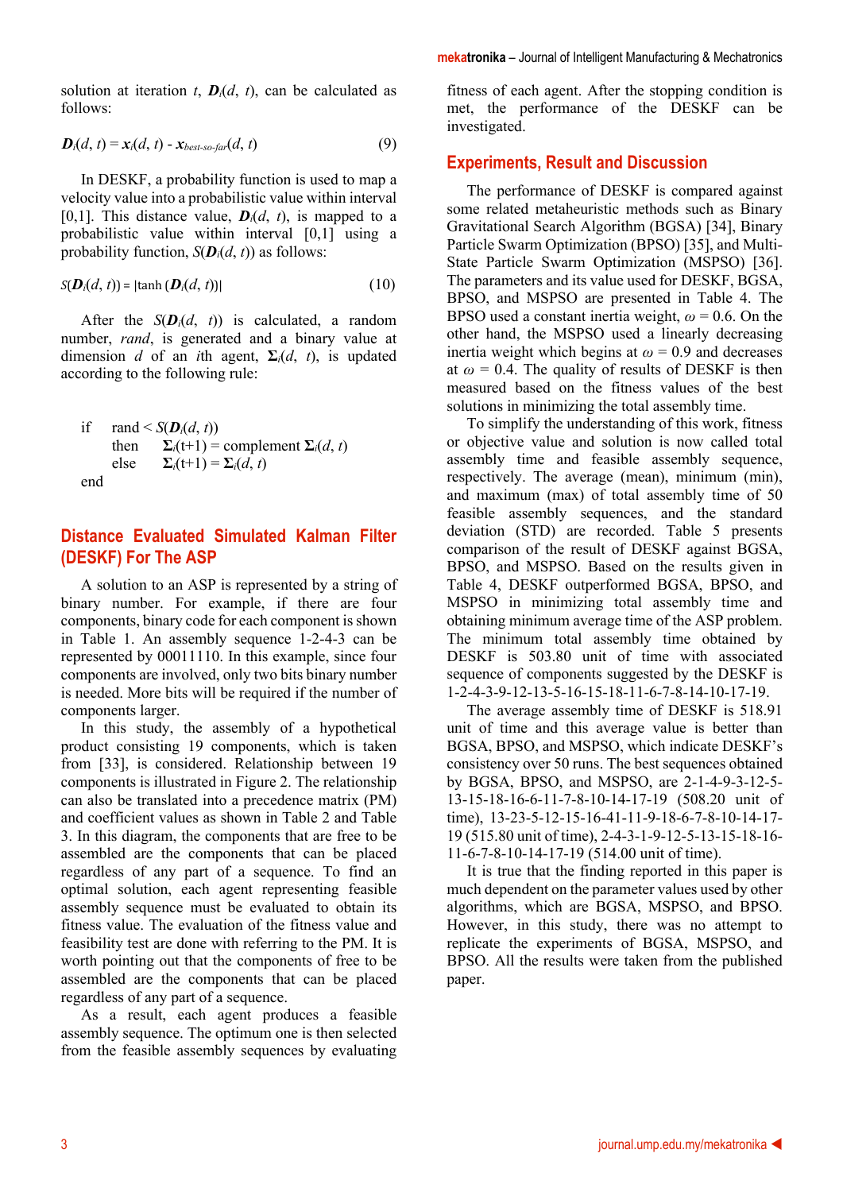solution at iteration $t$, $\boldsymbol{D}_i(d, t)$, can be calculated as follows:

$$\boldsymbol{D}_i(d, t) = \boldsymbol{x}_i(d, t) - \boldsymbol{x}_{best\text{-}so\text{-}far}(d, t) \tag{9}$$

In DESKF, a probability function is used to map a velocity value into a probabilistic value within interval [0,1]. This distance value, $\boldsymbol{D}_i(d, t)$, is mapped to a probabilistic value within interval [0,1] using a probability function, $S(\boldsymbol{D}_i(d, t))$ as follows:

$$S(\boldsymbol{D}_i(d, t)) = |\tanh(\boldsymbol{D}_i(d, t))| \tag{10}$$

After the $S(\boldsymbol{D}_i(d, t))$ is calculated, a random number, *rand*, is generated and a binary value at dimension $d$ of an $i$th agent, $\boldsymbol{\Sigma}_i(d, t)$, is updated according to the following rule:

```
if   rand < S(D_i(d, t))
     then   Σ_i(t+1) = complement Σ_i(d, t)
     else   Σ_i(t+1) = Σ_i(d, t)
end
```

## Distance Evaluated Simulated Kalman Filter (DESKF) For The ASP

A solution to an ASP is represented by a string of binary number. For example, if there are four components, binary code for each component is shown in Table 1. An assembly sequence 1-2-4-3 can be represented by 00011110. In this example, since four components are involved, only two bits binary number is needed. More bits will be required if the number of components larger.

In this study, the assembly of a hypothetical product consisting 19 components, which is taken from [33], is considered. Relationship between 19 components is illustrated in Figure 2. The relationship can also be translated into a precedence matrix (PM) and coefficient values as shown in Table 2 and Table 3. In this diagram, the components that are free to be assembled are the components that can be placed regardless of any part of a sequence. To find an optimal solution, each agent representing feasible assembly sequence must be evaluated to obtain its fitness value. The evaluation of the fitness value and feasibility test are done with referring to the PM. It is worth pointing out that the components of free to be assembled are the components that can be placed regardless of any part of a sequence.

As a result, each agent produces a feasible assembly sequence. The optimum one is then selected from the feasible assembly sequences by evaluating fitness of each agent. After the stopping condition is met, the performance of the DESKF can be investigated.

## Experiments, Result and Discussion

The performance of DESKF is compared against some related metaheuristic methods such as Binary Gravitational Search Algorithm (BGSA) [34], Binary Particle Swarm Optimization (BPSO) [35], and Multi-State Particle Swarm Optimization (MSPSO) [36]. The parameters and its value used for DESKF, BGSA, BPSO, and MSPSO are presented in Table 4. The BPSO used a constant inertia weight, $\omega = 0.6$. On the other hand, the MSPSO used a linearly decreasing inertia weight which begins at $\omega = 0.9$ and decreases at $\omega = 0.4$. The quality of results of DESKF is then measured based on the fitness values of the best solutions in minimizing the total assembly time.

To simplify the understanding of this work, fitness or objective value and solution is now called total assembly time and feasible assembly sequence, respectively. The average (mean), minimum (min), and maximum (max) of total assembly time of 50 feasible assembly sequences, and the standard deviation (STD) are recorded. Table 5 presents comparison of the result of DESKF against BGSA, BPSO, and MSPSO. Based on the results given in Table 4, DESKF outperformed BGSA, BPSO, and MSPSO in minimizing total assembly time and obtaining minimum average time of the ASP problem. The minimum total assembly time obtained by DESKF is 503.80 unit of time with associated sequence of components suggested by the DESKF is 1-2-4-3-9-12-13-5-16-15-18-11-6-7-8-14-10-17-19.

The average assembly time of DESKF is 518.91 unit of time and this average value is better than BGSA, BPSO, and MSPSO, which indicate DESKF's consistency over 50 runs. The best sequences obtained by BGSA, BPSO, and MSPSO, are 2-1-4-9-3-12-5-13-15-18-16-6-11-7-8-10-14-17-19 (508.20 unit of time), 13-23-5-12-15-16-41-11-9-18-6-7-8-10-14-17-19 (515.80 unit of time), 2-4-3-1-9-12-5-13-15-18-16-11-6-7-8-10-14-17-19 (514.00 unit of time).

It is true that the finding reported in this paper is much dependent on the parameter values used by other algorithms, which are BGSA, MSPSO, and BPSO. However, in this study, there was no attempt to replicate the experiments of BGSA, MSPSO, and BPSO. All the results were taken from the published paper.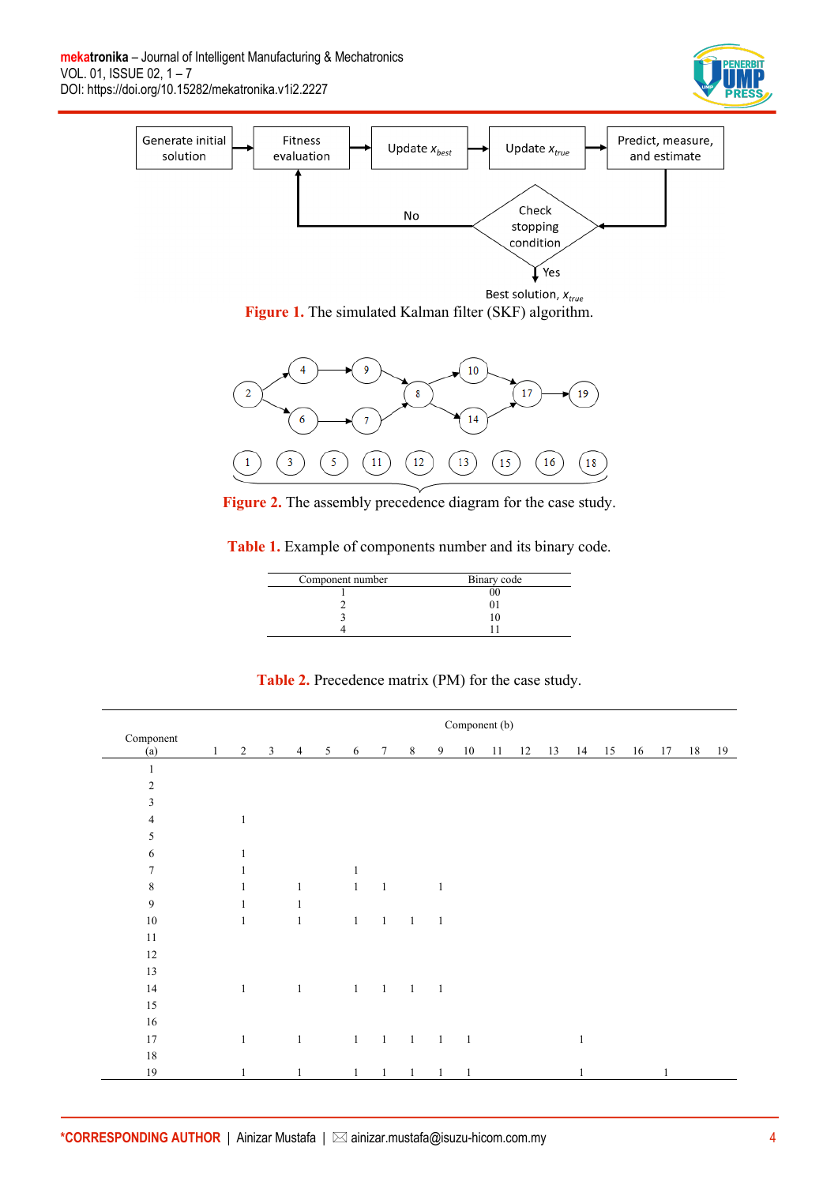Figure 1. The simulated Kalman filter (SKF) algorithm.

Figure 2. The assembly precedence diagram for the case study.

Table 1. Example of components number and its binary code.

| Component number | Binary code |
|---|---|
| 1 | 00 |
| 2 | 01 |
| 3 | 10 |
| 4 | 11 |

Table 2. Precedence matrix (PM) for the case study.

| Component (a) | Component (b) | | | | | | | | | | | | | | | | | | |
|---|---|---|---|---|---|---|---|---|---|---|---|---|---|---|---|---|---|---|---|
| | 1 | 2 | 3 | 4 | 5 | 6 | 7 | 8 | 9 | 10 | 11 | 12 | 13 | 14 | 15 | 16 | 17 | 18 | 19 |
| 1 | | | | | | | | | | | | | | | | | | | |
| 2 | | | | | | | | | | | | | | | | | | | |
| 3 | | | | | | | | | | | | | | | | | | | |
| 4 | | 1 | | | | | | | | | | | | | | | | | |
| 5 | | | | | | | | | | | | | | | | | | | |
| 6 | | 1 | | | | | | | | | | | | | | | | | |
| 7 | | 1 | | | | 1 | | | | | | | | | | | | | |
| 8 | | 1 | | 1 | | 1 | 1 | | 1 | | | | | | | | | | |
| 9 | | 1 | | 1 | | | | | | | | | | | | | | | |
| 10 | | 1 | | 1 | | 1 | 1 | 1 | 1 | | | | | | | | | | |
| 11 | | | | | | | | | | | | | | | | | | | |
| 12 | | | | | | | | | | | | | | | | | | | |
| 13 | | | | | | | | | | | | | | | | | | | |
| 14 | | 1 | | 1 | | 1 | 1 | 1 | 1 | | | | | | | | | | |
| 15 | | | | | | | | | | | | | | | | | | | |
| 16 | | | | | | | | | | | | | | | | | | | |
| 17 | | 1 | | 1 | | 1 | 1 | 1 | 1 | 1 | | | | 1 | | | | | |
| 18 | | | | | | | | | | | | | | | | | | | |
| 19 | | 1 | | 1 | | 1 | 1 | 1 | 1 | 1 | | | | 1 | | | 1 | | |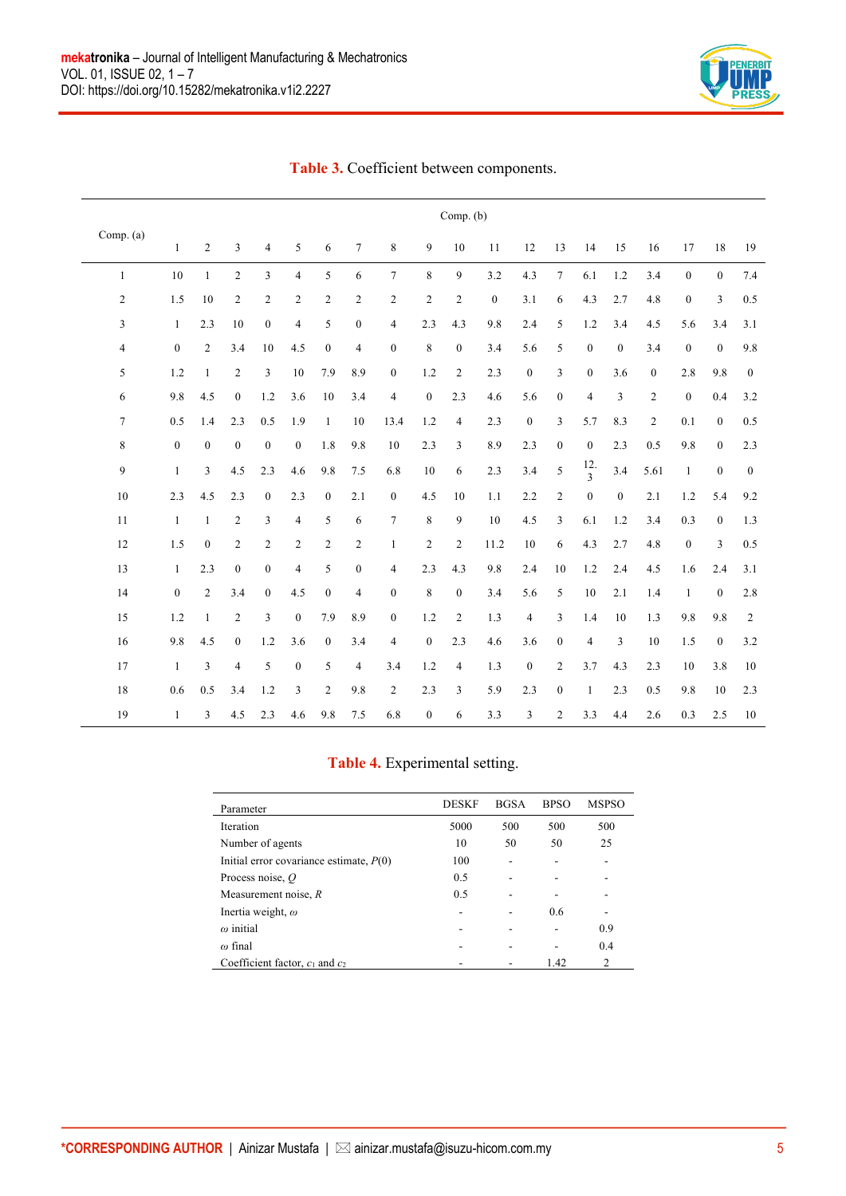**Table 3.** Coefficient between components.

| Comp. (a) | Comp. (b) | | | | | | | | | | | | | | | | | | |
|---|---|---|---|---|---|---|---|---|---|---|---|---|---|---|---|---|---|---|---|
| | 1 | 2 | 3 | 4 | 5 | 6 | 7 | 8 | 9 | 10 | 11 | 12 | 13 | 14 | 15 | 16 | 17 | 18 | 19 |
| 1 | 10 | 1 | 2 | 3 | 4 | 5 | 6 | 7 | 8 | 9 | 3.2 | 4.3 | 7 | 6.1 | 1.2 | 3.4 | 0 | 0 | 7.4 |
| 2 | 1.5 | 10 | 2 | 2 | 2 | 2 | 2 | 2 | 2 | 2 | 0 | 3.1 | 6 | 4.3 | 2.7 | 4.8 | 0 | 3 | 0.5 |
| 3 | 1 | 2.3 | 10 | 0 | 4 | 5 | 0 | 4 | 2.3 | 4.3 | 9.8 | 2.4 | 5 | 1.2 | 3.4 | 4.5 | 5.6 | 3.4 | 3.1 |
| 4 | 0 | 2 | 3.4 | 10 | 4.5 | 0 | 4 | 0 | 8 | 0 | 3.4 | 5.6 | 5 | 0 | 0 | 3.4 | 0 | 0 | 9.8 |
| 5 | 1.2 | 1 | 2 | 3 | 10 | 7.9 | 8.9 | 0 | 1.2 | 2 | 2.3 | 0 | 3 | 0 | 3.6 | 0 | 2.8 | 9.8 | 0 |
| 6 | 9.8 | 4.5 | 0 | 1.2 | 3.6 | 10 | 3.4 | 4 | 0 | 2.3 | 4.6 | 5.6 | 0 | 4 | 3 | 2 | 0 | 0.4 | 3.2 |
| 7 | 0.5 | 1.4 | 2.3 | 0.5 | 1.9 | 1 | 10 | 13.4 | 1.2 | 4 | 2.3 | 0 | 3 | 5.7 | 8.3 | 2 | 0.1 | 0 | 0.5 |
| 8 | 0 | 0 | 0 | 0 | 0 | 1.8 | 9.8 | 10 | 2.3 | 3 | 8.9 | 2.3 | 0 | 0 | 2.3 | 0.5 | 9.8 | 0 | 2.3 |
| 9 | 1 | 3 | 4.5 | 2.3 | 4.6 | 9.8 | 7.5 | 6.8 | 10 | 6 | 2.3 | 3.4 | 5 | 12.3 | 3.4 | 5.61 | 1 | 0 | 0 |
| 10 | 2.3 | 4.5 | 2.3 | 0 | 2.3 | 0 | 2.1 | 0 | 4.5 | 10 | 1.1 | 2.2 | 2 | 0 | 0 | 2.1 | 1.2 | 5.4 | 9.2 |
| 11 | 1 | 1 | 2 | 3 | 4 | 5 | 6 | 7 | 8 | 9 | 10 | 4.5 | 3 | 6.1 | 1.2 | 3.4 | 0.3 | 0 | 1.3 |
| 12 | 1.5 | 0 | 2 | 2 | 2 | 2 | 2 | 1 | 2 | 2 | 11.2 | 10 | 6 | 4.3 | 2.7 | 4.8 | 0 | 3 | 0.5 |
| 13 | 1 | 2.3 | 0 | 0 | 4 | 5 | 0 | 4 | 2.3 | 4.3 | 9.8 | 2.4 | 10 | 1.2 | 2.4 | 4.5 | 1.6 | 2.4 | 3.1 |
| 14 | 0 | 2 | 3.4 | 0 | 4.5 | 0 | 4 | 0 | 8 | 0 | 3.4 | 5.6 | 5 | 10 | 2.1 | 1.4 | 1 | 0 | 2.8 |
| 15 | 1.2 | 1 | 2 | 3 | 0 | 7.9 | 8.9 | 0 | 1.2 | 2 | 1.3 | 4 | 3 | 1.4 | 10 | 1.3 | 9.8 | 9.8 | 2 |
| 16 | 9.8 | 4.5 | 0 | 1.2 | 3.6 | 0 | 3.4 | 4 | 0 | 2.3 | 4.6 | 3.6 | 0 | 4 | 3 | 10 | 1.5 | 0 | 3.2 |
| 17 | 1 | 3 | 4 | 5 | 0 | 5 | 4 | 3.4 | 1.2 | 4 | 1.3 | 0 | 2 | 3.7 | 4.3 | 2.3 | 10 | 3.8 | 10 |
| 18 | 0.6 | 0.5 | 3.4 | 1.2 | 3 | 2 | 9.8 | 2 | 2.3 | 3 | 5.9 | 2.3 | 0 | 1 | 2.3 | 0.5 | 9.8 | 10 | 2.3 |
| 19 | 1 | 3 | 4.5 | 2.3 | 4.6 | 9.8 | 7.5 | 6.8 | 0 | 6 | 3.3 | 3 | 2 | 3.3 | 4.4 | 2.6 | 0.3 | 2.5 | 10 |

**Table 4.** Experimental setting.

| Parameter | DESKF | BGSA | BPSO | MSPSO |
|---|---|---|---|---|
| Iteration | 5000 | 500 | 500 | 500 |
| Number of agents | 10 | 50 | 50 | 25 |
| Initial error covariance estimate, $P(0)$ | 100 | - | - | - |
| Process noise, $Q$ | 0.5 | - | - | - |
| Measurement noise, $R$ | 0.5 | - | - | - |
| Inertia weight, $\omega$ | - | - | 0.6 | - |
| $\omega$ initial | - | - | - | 0.9 |
| $\omega$ final | - | - | - | 0.4 |
| Coefficient factor, $c_1$ and $c_2$ | - | - | 1.42 | 2 |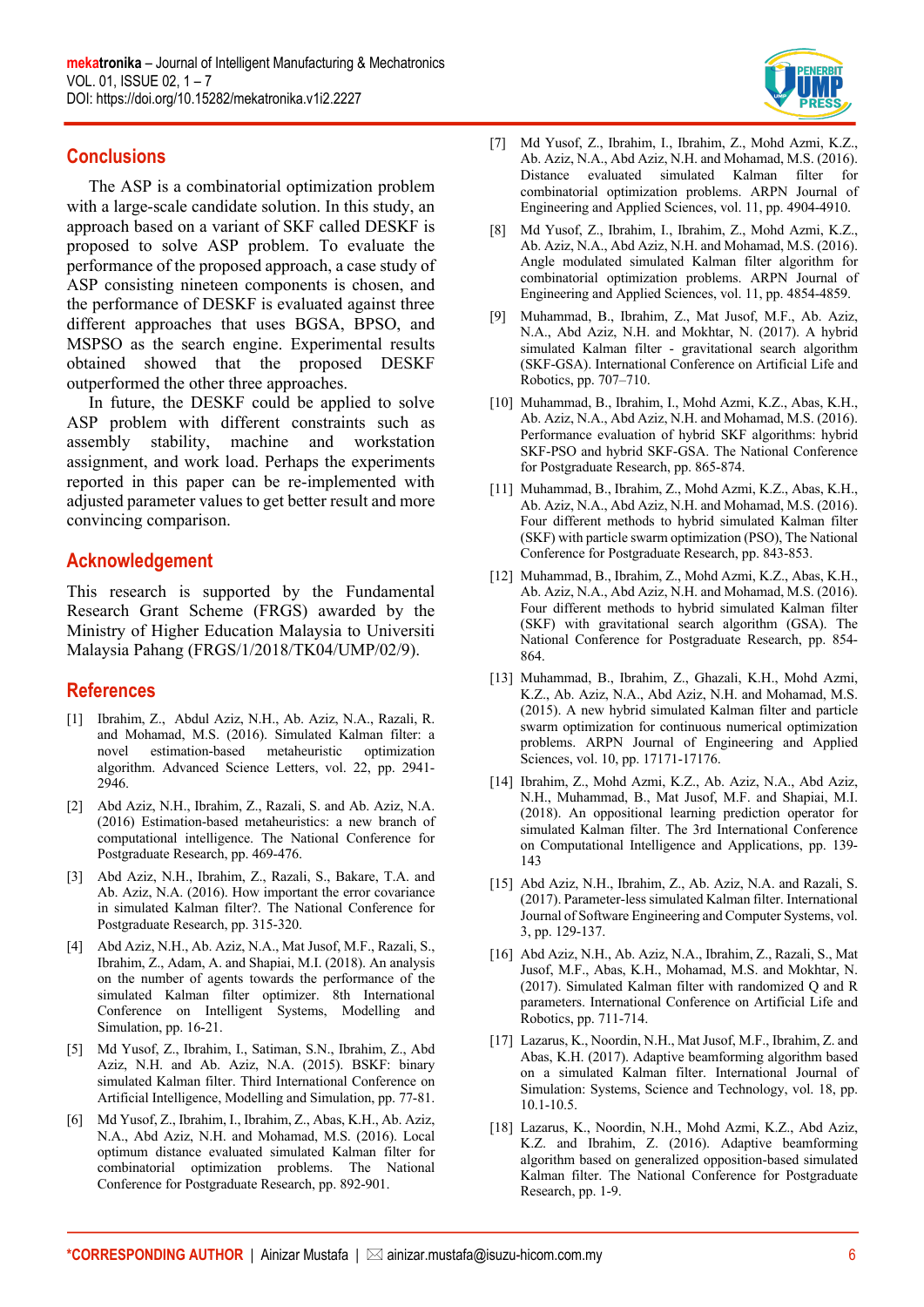## Conclusions

The ASP is a combinatorial optimization problem with a large-scale candidate solution. In this study, an approach based on a variant of SKF called DESKF is proposed to solve ASP problem. To evaluate the performance of the proposed approach, a case study of ASP consisting nineteen components is chosen, and the performance of DESKF is evaluated against three different approaches that uses BGSA, BPSO, and MSPSO as the search engine. Experimental results obtained showed that the proposed DESKF outperformed the other three approaches.

In future, the DESKF could be applied to solve ASP problem with different constraints such as assembly stability, machine and workstation assignment, and work load. Perhaps the experiments reported in this paper can be re-implemented with adjusted parameter values to get better result and more convincing comparison.

## Acknowledgement

This research is supported by the Fundamental Research Grant Scheme (FRGS) awarded by the Ministry of Higher Education Malaysia to Universiti Malaysia Pahang (FRGS/1/2018/TK04/UMP/02/9).

## References

[1] Ibrahim, Z., Abdul Aziz, N.H., Ab. Aziz, N.A., Razali, R. and Mohamad, M.S. (2016). Simulated Kalman filter: a novel estimation-based metaheuristic optimization algorithm. Advanced Science Letters, vol. 22, pp. 2941-2946.

[2] Abd Aziz, N.H., Ibrahim, Z., Razali, S. and Ab. Aziz, N.A. (2016) Estimation-based metaheuristics: a new branch of computational intelligence. The National Conference for Postgraduate Research, pp. 469-476.

[3] Abd Aziz, N.H., Ibrahim, Z., Razali, S., Bakare, T.A. and Ab. Aziz, N.A. (2016). How important the error covariance in simulated Kalman filter?. The National Conference for Postgraduate Research, pp. 315-320.

[4] Abd Aziz, N.H., Ab. Aziz, N.A., Mat Jusof, M.F., Razali, S., Ibrahim, Z., Adam, A. and Shapiai, M.I. (2018). An analysis on the number of agents towards the performance of the simulated Kalman filter optimizer. 8th International Conference on Intelligent Systems, Modelling and Simulation, pp. 16-21.

[5] Md Yusof, Z., Ibrahim, I., Satiman, S.N., Ibrahim, Z., Abd Aziz, N.H. and Ab. Aziz, N.A. (2015). BSKF: binary simulated Kalman filter. Third International Conference on Artificial Intelligence, Modelling and Simulation, pp. 77-81.

[6] Md Yusof, Z., Ibrahim, I., Ibrahim, Z., Abas, K.H., Ab. Aziz, N.A., Abd Aziz, N.H. and Mohamad, M.S. (2016). Local optimum distance evaluated simulated Kalman filter for combinatorial optimization problems. The National Conference for Postgraduate Research, pp. 892-901.

[7] Md Yusof, Z., Ibrahim, I., Ibrahim, Z., Mohd Azmi, K.Z., Ab. Aziz, N.A., Abd Aziz, N.H. and Mohamad, M.S. (2016). Distance evaluated simulated Kalman filter for combinatorial optimization problems. ARPN Journal of Engineering and Applied Sciences, vol. 11, pp. 4904-4910.

[8] Md Yusof, Z., Ibrahim, I., Ibrahim, Z., Mohd Azmi, K.Z., Ab. Aziz, N.A., Abd Aziz, N.H. and Mohamad, M.S. (2016). Angle modulated simulated Kalman filter algorithm for combinatorial optimization problems. ARPN Journal of Engineering and Applied Sciences, vol. 11, pp. 4854-4859.

[9] Muhammad, B., Ibrahim, Z., Mat Jusof, M.F., Ab. Aziz, N.A., Abd Aziz, N.H. and Mokhtar, N. (2017). A hybrid simulated Kalman filter - gravitational search algorithm (SKF-GSA). International Conference on Artificial Life and Robotics, pp. 707–710.

[10] Muhammad, B., Ibrahim, I., Mohd Azmi, K.Z., Abas, K.H., Ab. Aziz, N.A., Abd Aziz, N.H. and Mohamad, M.S. (2016). Performance evaluation of hybrid SKF algorithms: hybrid SKF-PSO and hybrid SKF-GSA. The National Conference for Postgraduate Research, pp. 865-874.

[11] Muhammad, B., Ibrahim, Z., Mohd Azmi, K.Z., Abas, K.H., Ab. Aziz, N.A., Abd Aziz, N.H. and Mohamad, M.S. (2016). Four different methods to hybrid simulated Kalman filter (SKF) with particle swarm optimization (PSO), The National Conference for Postgraduate Research, pp. 843-853.

[12] Muhammad, B., Ibrahim, Z., Mohd Azmi, K.Z., Abas, K.H., Ab. Aziz, N.A., Abd Aziz, N.H. and Mohamad, M.S. (2016). Four different methods to hybrid simulated Kalman filter (SKF) with gravitational search algorithm (GSA). The National Conference for Postgraduate Research, pp. 854-864.

[13] Muhammad, B., Ibrahim, Z., Ghazali, K.H., Mohd Azmi, K.Z., Ab. Aziz, N.A., Abd Aziz, N.H. and Mohamad, M.S. (2015). A new hybrid simulated Kalman filter and particle swarm optimization for continuous numerical optimization problems. ARPN Journal of Engineering and Applied Sciences, vol. 10, pp. 17171-17176.

[14] Ibrahim, Z., Mohd Azmi, K.Z., Ab. Aziz, N.A., Abd Aziz, N.H., Muhammad, B., Mat Jusof, M.F. and Shapiai, M.I. (2018). An oppositional learning prediction operator for simulated Kalman filter. The 3rd International Conference on Computational Intelligence and Applications, pp. 139-143

[15] Abd Aziz, N.H., Ibrahim, Z., Ab. Aziz, N.A. and Razali, S. (2017). Parameter-less simulated Kalman filter. International Journal of Software Engineering and Computer Systems, vol. 3, pp. 129-137.

[16] Abd Aziz, N.H., Ab. Aziz, N.A., Ibrahim, Z., Razali, S., Mat Jusof, M.F., Abas, K.H., Mohamad, M.S. and Mokhtar, N. (2017). Simulated Kalman filter with randomized Q and R parameters. International Conference on Artificial Life and Robotics, pp. 711-714.

[17] Lazarus, K., Noordin, N.H., Mat Jusof, M.F., Ibrahim, Z. and Abas, K.H. (2017). Adaptive beamforming algorithm based on a simulated Kalman filter. International Journal of Simulation: Systems, Science and Technology, vol. 18, pp. 10.1-10.5.

[18] Lazarus, K., Noordin, N.H., Mohd Azmi, K.Z., Abd Aziz, K.Z. and Ibrahim, Z. (2016). Adaptive beamforming algorithm based on generalized opposition-based simulated Kalman filter. The National Conference for Postgraduate Research, pp. 1-9.

*CORRESPONDING AUTHOR | Ainizar Mustafa | ✉ ainizar.mustafa@isuzu-hicom.com.my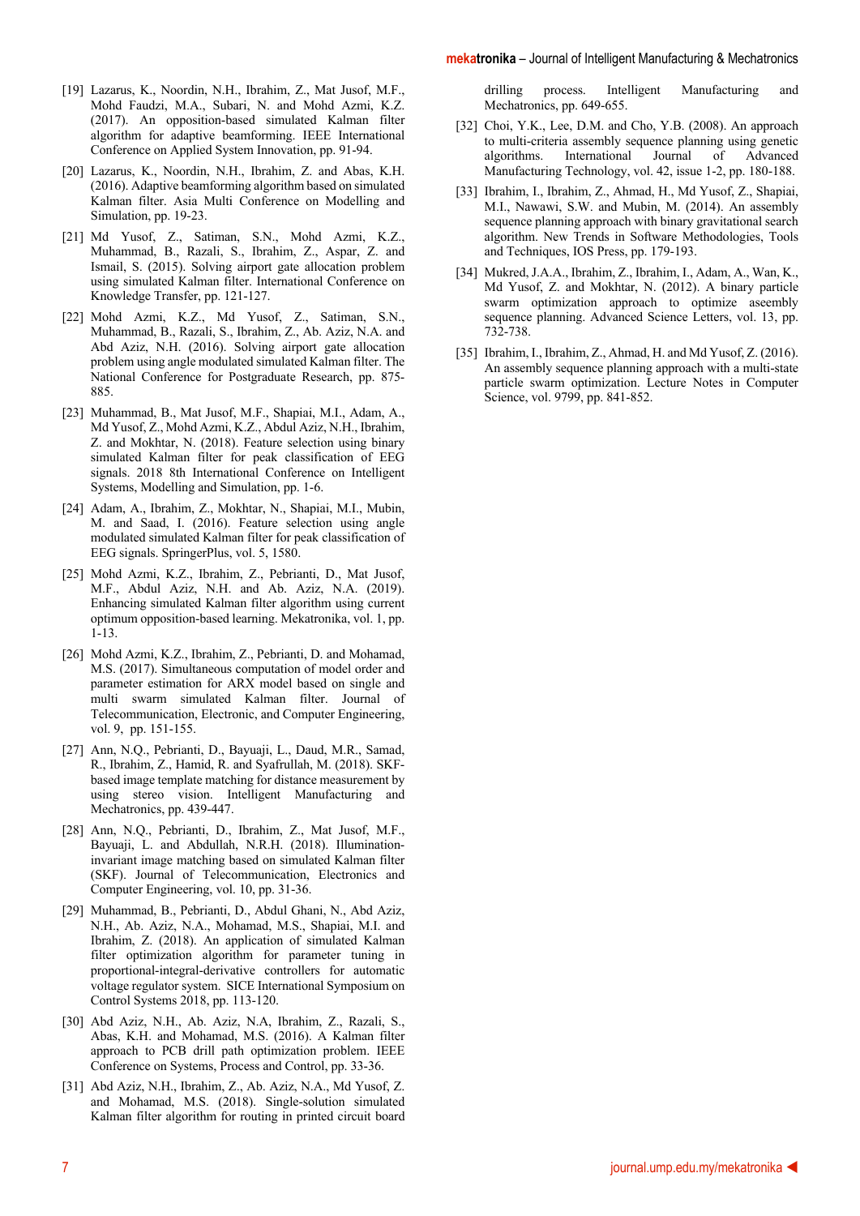[19] Lazarus, K., Noordin, N.H., Ibrahim, Z., Mat Jusof, M.F., Mohd Faudzi, M.A., Subari, N. and Mohd Azmi, K.Z. (2017). An opposition-based simulated Kalman filter algorithm for adaptive beamforming. IEEE International Conference on Applied System Innovation, pp. 91-94.

[20] Lazarus, K., Noordin, N.H., Ibrahim, Z. and Abas, K.H. (2016). Adaptive beamforming algorithm based on simulated Kalman filter. Asia Multi Conference on Modelling and Simulation, pp. 19-23.

[21] Md Yusof, Z., Satiman, S.N., Mohd Azmi, K.Z., Muhammad, B., Razali, S., Ibrahim, Z., Aspar, Z. and Ismail, S. (2015). Solving airport gate allocation problem using simulated Kalman filter. International Conference on Knowledge Transfer, pp. 121-127.

[22] Mohd Azmi, K.Z., Md Yusof, Z., Satiman, S.N., Muhammad, B., Razali, S., Ibrahim, Z., Ab. Aziz, N.A. and Abd Aziz, N.H. (2016). Solving airport gate allocation problem using angle modulated simulated Kalman filter. The National Conference for Postgraduate Research, pp. 875-885.

[23] Muhammad, B., Mat Jusof, M.F., Shapiai, M.I., Adam, A., Md Yusof, Z., Mohd Azmi, K.Z., Abdul Aziz, N.H., Ibrahim, Z. and Mokhtar, N. (2018). Feature selection using binary simulated Kalman filter for peak classification of EEG signals. 2018 8th International Conference on Intelligent Systems, Modelling and Simulation, pp. 1-6.

[24] Adam, A., Ibrahim, Z., Mokhtar, N., Shapiai, M.I., Mubin, M. and Saad, I. (2016). Feature selection using angle modulated simulated Kalman filter for peak classification of EEG signals. SpringerPlus, vol. 5, 1580.

[25] Mohd Azmi, K.Z., Ibrahim, Z., Pebrianti, D., Mat Jusof, M.F., Abdul Aziz, N.H. and Ab. Aziz, N.A. (2019). Enhancing simulated Kalman filter algorithm using current optimum opposition-based learning. Mekatronika, vol. 1, pp. 1-13.

[26] Mohd Azmi, K.Z., Ibrahim, Z., Pebrianti, D. and Mohamad, M.S. (2017). Simultaneous computation of model order and parameter estimation for ARX model based on single and multi swarm simulated Kalman filter. Journal of Telecommunication, Electronic, and Computer Engineering, vol. 9, pp. 151-155.

[27] Ann, N.Q., Pebrianti, D., Bayuaji, L., Daud, M.R., Samad, R., Ibrahim, Z., Hamid, R. and Syafrullah, M. (2018). SKF-based image template matching for distance measurement by using stereo vision. Intelligent Manufacturing and Mechatronics, pp. 439-447.

[28] Ann, N.Q., Pebrianti, D., Ibrahim, Z., Mat Jusof, M.F., Bayuaji, L. and Abdullah, N.R.H. (2018). Illumination-invariant image matching based on simulated Kalman filter (SKF). Journal of Telecommunication, Electronics and Computer Engineering, vol. 10, pp. 31-36.

[29] Muhammad, B., Pebrianti, D., Abdul Ghani, N., Abd Aziz, N.H., Ab. Aziz, N.A., Mohamad, M.S., Shapiai, M.I. and Ibrahim, Z. (2018). An application of simulated Kalman filter optimization algorithm for parameter tuning in proportional-integral-derivative controllers for automatic voltage regulator system. SICE International Symposium on Control Systems 2018, pp. 113-120.

[30] Abd Aziz, N.H., Ab. Aziz, N.A, Ibrahim, Z., Razali, S., Abas, K.H. and Mohamad, M.S. (2016). A Kalman filter approach to PCB drill path optimization problem. IEEE Conference on Systems, Process and Control, pp. 33-36.

[31] Abd Aziz, N.H., Ibrahim, Z., Ab. Aziz, N.A., Md Yusof, Z. and Mohamad, M.S. (2018). Single-solution simulated Kalman filter algorithm for routing in printed circuit board drilling process. Intelligent Manufacturing and Mechatronics, pp. 649-655.

[32] Choi, Y.K., Lee, D.M. and Cho, Y.B. (2008). An approach to multi-criteria assembly sequence planning using genetic algorithms. International Journal of Advanced Manufacturing Technology, vol. 42, issue 1-2, pp. 180-188.

[33] Ibrahim, I., Ibrahim, Z., Ahmad, H., Md Yusof, Z., Shapiai, M.I., Nawawi, S.W. and Mubin, M. (2014). An assembly sequence planning approach with binary gravitational search algorithm. New Trends in Software Methodologies, Tools and Techniques, IOS Press, pp. 179-193.

[34] Mukred, J.A.A., Ibrahim, Z., Ibrahim, I., Adam, A., Wan, K., Md Yusof, Z. and Mokhtar, N. (2012). A binary particle swarm optimization approach to optimize assembly sequence planning. Advanced Science Letters, vol. 13, pp. 732-738.

[35] Ibrahim, I., Ibrahim, Z., Ahmad, H. and Md Yusof, Z. (2016). An assembly sequence planning approach with a multi-state particle swarm optimization. Lecture Notes in Computer Science, vol. 9799, pp. 841-852.